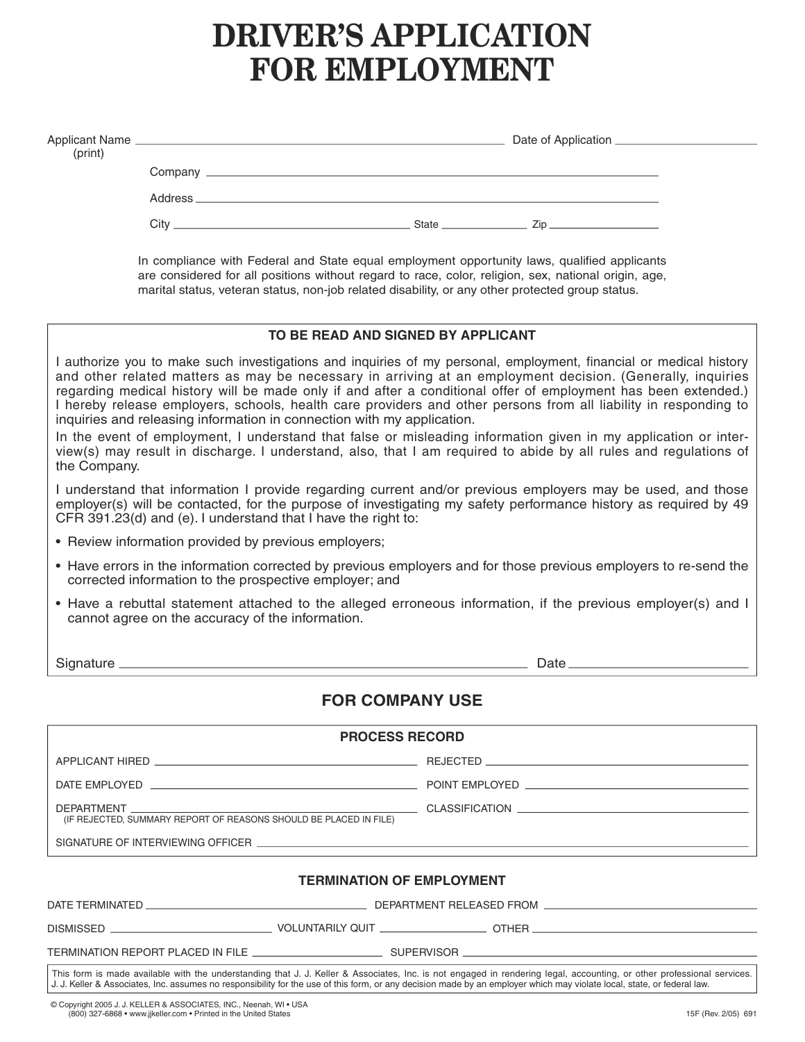# DRIVER'S APPLICATION FOR EMPLOYMENT

Applicant Name (print) ______________________________ Date of Application ______________

Company ______________________________

Address ______________________________

City ______________ State ______ Zip ______

In compliance with Federal and State equal employment opportunity laws, qualified applicants are considered for all positions without regard to race, color, religion, sex, national origin, age, marital status, veteran status, non-job related disability, or any other protected group status.

**TO BE READ AND SIGNED BY APPLICANT**

I authorize you to make such investigations and inquiries of my personal, employment, financial or medical history and other related matters as may be necessary in arriving at an employment decision. (Generally, inquiries regarding medical history will be made only if and after a conditional offer of employment has been extended.) I hereby release employers, schools, health care providers and other persons from all liability in responding to inquiries and releasing information in connection with my application.

In the event of employment, I understand that false or misleading information given in my application or interview(s) may result in discharge. I understand, also, that I am required to abide by all rules and regulations of the Company.

I understand that information I provide regarding current and/or previous employers may be used, and those employer(s) will be contacted, for the purpose of investigating my safety performance history as required by 49 CFR 391.23(d) and (e). I understand that I have the right to:

- Review information provided by previous employers;
- Have errors in the information corrected by previous employers and for those previous employers to re-send the corrected information to the prospective employer; and
- Have a rebuttal statement attached to the alleged erroneous information, if the previous employer(s) and I cannot agree on the accuracy of the information.

Signature ______________________________ Date ______________

## FOR COMPANY USE

**PROCESS RECORD**

APPLICANT HIRED ______________ REJECTED ______________

DATE EMPLOYED ______________ POINT EMPLOYED ______________

DEPARTMENT ______________ CLASSIFICATION ______________
(IF REJECTED, SUMMARY REPORT OF REASONS SHOULD BE PLACED IN FILE)

SIGNATURE OF INTERVIEWING OFFICER ______________________________

**TERMINATION OF EMPLOYMENT**

DATE TERMINATED ______________ DEPARTMENT RELEASED FROM ______________

DISMISSED ______________ VOLUNTARILY QUIT ______________ OTHER ______________

TERMINATION REPORT PLACED IN FILE ______________ SUPERVISOR ______________

This form is made available with the understanding that J. J. Keller & Associates, Inc. is not engaged in rendering legal, accounting, or other professional services. J. J. Keller & Associates, Inc. assumes no responsibility for the use of this form, or any decision made by an employer which may violate local, state, or federal law.

© Copyright 2005 J. J. KELLER & ASSOCIATES, INC., Neenah, WI • USA
(800) 327-6868 • www.jjkeller.com • Printed in the United States

15F (Rev. 2/05) 691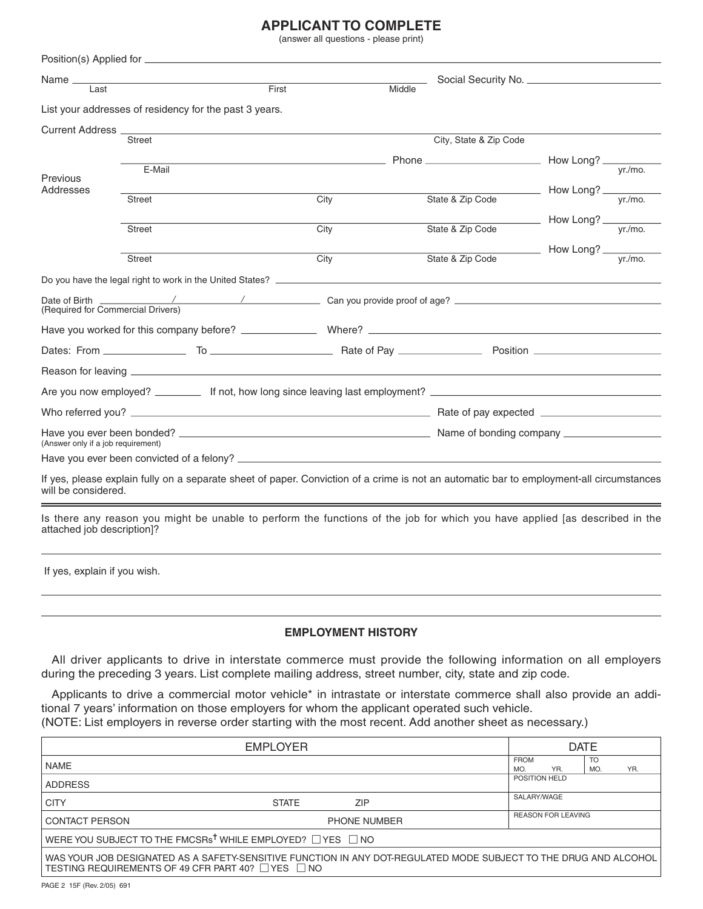# APPLICANT TO COMPLETE

(answer all questions - please print)

Position(s) Applied for ______________________________

Name ______________________________ Social Security No. ______________
Last First Middle

List your addresses of residency for the past 3 years.

Current Address ______________________________
Street City, State & Zip Code

______________ Phone ______________ How Long? ______ yr./mo.
E-Mail

Previous Addresses

______________________________ How Long? ______ yr./mo.
Street City State & Zip Code

______________________________ How Long? ______ yr./mo.
Street City State & Zip Code

______________________________ How Long? ______ yr./mo.
Street City State & Zip Code

Do you have the legal right to work in the United States? ______________

Date of Birth ______ / ______ / ______ Can you provide proof of age? ______________
(Required for Commercial Drivers)

Have you worked for this company before? ______ Where? ______________

Dates: From ______ To ______ Rate of Pay ______ Position ______

Reason for leaving ______________________________

Are you now employed? ______ If not, how long since leaving last employment? ______________

Who referred you? ______________ Rate of pay expected ______________

Have you ever been bonded? ______________ Name of bonding company ______________
(Answer only if a job requirement)

Have you ever been convicted of a felony? ______________

If yes, please explain fully on a separate sheet of paper. Conviction of a crime is not an automatic bar to employment-all circumstances will be considered.

---

Is there any reason you might be unable to perform the functions of the job for which you have applied [as described in the attached job description]?

______________________________

If yes, explain if you wish.

______________________________

______________________________

## EMPLOYMENT HISTORY

All driver applicants to drive in interstate commerce must provide the following information on all employers during the preceding 3 years. List complete mailing address, street number, city, state and zip code.

Applicants to drive a commercial motor vehicle* in intrastate or interstate commerce shall also provide an additional 7 years' information on those employers for whom the applicant operated such vehicle.
(NOTE: List employers in reverse order starting with the most recent. Add another sheet as necessary.)

| EMPLOYER | | | DATE | |
|---|---|---|---|---|
| NAME | | | FROM MO. YR. | TO MO. YR. |
| ADDRESS | | | POSITION HELD | |
| CITY | STATE | ZIP | SALARY/WAGE | |
| CONTACT PERSON | PHONE NUMBER | | REASON FOR LEAVING | |
| WERE YOU SUBJECT TO THE FMCSRs† WHILE EMPLOYED? ☐ YES ☐ NO | | | | |
| WAS YOUR JOB DESIGNATED AS A SAFETY-SENSITIVE FUNCTION IN ANY DOT-REGULATED MODE SUBJECT TO THE DRUG AND ALCOHOL TESTING REQUIREMENTS OF 49 CFR PART 40? ☐ YES ☐ NO | | | | |

PAGE 2 15F (Rev. 2/05) 691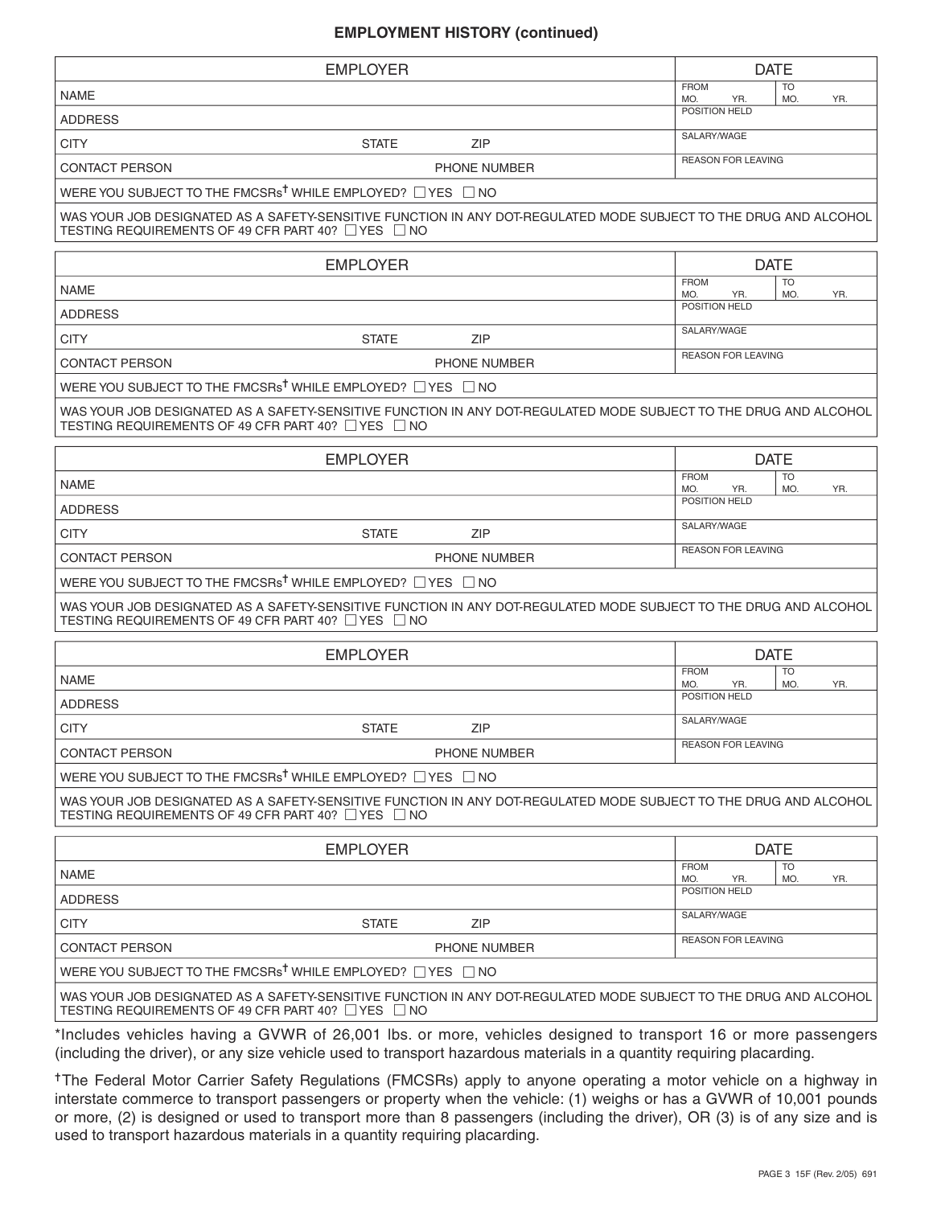## EMPLOYMENT HISTORY (continued)

| EMPLOYER | | | DATE | |
|---|---|---|---|---|
| NAME | | | FROM MO. YR. | TO MO. YR. |
| ADDRESS | | | POSITION HELD | |
| CITY | STATE | ZIP | SALARY/WAGE | |
| CONTACT PERSON | | PHONE NUMBER | REASON FOR LEAVING | |
| WERE YOU SUBJECT TO THE FMCSRs† WHILE EMPLOYED? ☐ YES ☐ NO | | | | |
| WAS YOUR JOB DESIGNATED AS A SAFETY-SENSITIVE FUNCTION IN ANY DOT-REGULATED MODE SUBJECT TO THE DRUG AND ALCOHOL TESTING REQUIREMENTS OF 49 CFR PART 40? ☐ YES ☐ NO | | | | |

| EMPLOYER | | | DATE | |
|---|---|---|---|---|
| NAME | | | FROM MO. YR. | TO MO. YR. |
| ADDRESS | | | POSITION HELD | |
| CITY | STATE | ZIP | SALARY/WAGE | |
| CONTACT PERSON | | PHONE NUMBER | REASON FOR LEAVING | |
| WERE YOU SUBJECT TO THE FMCSRs† WHILE EMPLOYED? ☐ YES ☐ NO | | | | |
| WAS YOUR JOB DESIGNATED AS A SAFETY-SENSITIVE FUNCTION IN ANY DOT-REGULATED MODE SUBJECT TO THE DRUG AND ALCOHOL TESTING REQUIREMENTS OF 49 CFR PART 40? ☐ YES ☐ NO | | | | |

| EMPLOYER | | | DATE | |
|---|---|---|---|---|
| NAME | | | FROM MO. YR. | TO MO. YR. |
| ADDRESS | | | POSITION HELD | |
| CITY | STATE | ZIP | SALARY/WAGE | |
| CONTACT PERSON | | PHONE NUMBER | REASON FOR LEAVING | |
| WERE YOU SUBJECT TO THE FMCSRs† WHILE EMPLOYED? ☐ YES ☐ NO | | | | |
| WAS YOUR JOB DESIGNATED AS A SAFETY-SENSITIVE FUNCTION IN ANY DOT-REGULATED MODE SUBJECT TO THE DRUG AND ALCOHOL TESTING REQUIREMENTS OF 49 CFR PART 40? ☐ YES ☐ NO | | | | |

| EMPLOYER | | | DATE | |
|---|---|---|---|---|
| NAME | | | FROM MO. YR. | TO MO. YR. |
| ADDRESS | | | POSITION HELD | |
| CITY | STATE | ZIP | SALARY/WAGE | |
| CONTACT PERSON | | PHONE NUMBER | REASON FOR LEAVING | |
| WERE YOU SUBJECT TO THE FMCSRs† WHILE EMPLOYED? ☐ YES ☐ NO | | | | |
| WAS YOUR JOB DESIGNATED AS A SAFETY-SENSITIVE FUNCTION IN ANY DOT-REGULATED MODE SUBJECT TO THE DRUG AND ALCOHOL TESTING REQUIREMENTS OF 49 CFR PART 40? ☐ YES ☐ NO | | | | |

| EMPLOYER | | | DATE | |
|---|---|---|---|---|
| NAME | | | FROM MO. YR. | TO MO. YR. |
| ADDRESS | | | POSITION HELD | |
| CITY | STATE | ZIP | SALARY/WAGE | |
| CONTACT PERSON | | PHONE NUMBER | REASON FOR LEAVING | |
| WERE YOU SUBJECT TO THE FMCSRs† WHILE EMPLOYED? ☐ YES ☐ NO | | | | |
| WAS YOUR JOB DESIGNATED AS A SAFETY-SENSITIVE FUNCTION IN ANY DOT-REGULATED MODE SUBJECT TO THE DRUG AND ALCOHOL TESTING REQUIREMENTS OF 49 CFR PART 40? ☐ YES ☐ NO | | | | |

*Includes vehicles having a GVWR of 26,001 lbs. or more, vehicles designed to transport 16 or more passengers (including the driver), or any size vehicle used to transport hazardous materials in a quantity requiring placarding.

†The Federal Motor Carrier Safety Regulations (FMCSRs) apply to anyone operating a motor vehicle on a highway in interstate commerce to transport passengers or property when the vehicle: (1) weighs or has a GVWR of 10,001 pounds or more, (2) is designed or used to transport more than 8 passengers (including the driver), OR (3) is of any size and is used to transport hazardous materials in a quantity requiring placarding.

15F (Rev. 2/05) 691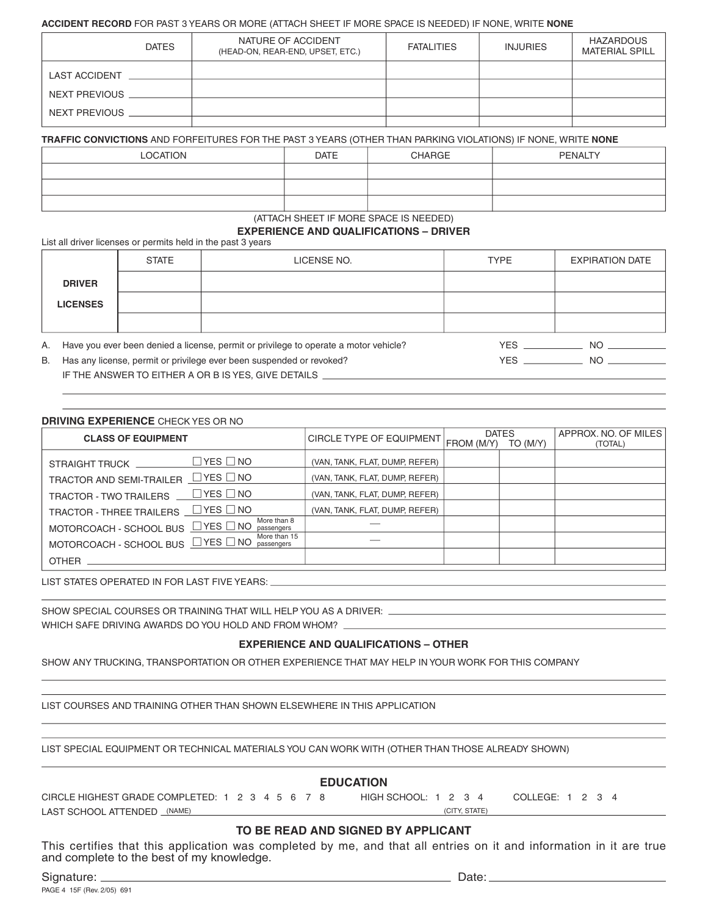**ACCIDENT RECORD** FOR PAST 3 YEARS OR MORE (ATTACH SHEET IF MORE SPACE IS NEEDED) IF NONE, WRITE **NONE**

| DATES | NATURE OF ACCIDENT (HEAD-ON, REAR-END, UPSET, ETC.) | FATALITIES | INJURIES | HAZARDOUS MATERIAL SPILL |
|---|---|---|---|---|
| LAST ACCIDENT ______ | | | | |
| NEXT PREVIOUS ______ | | | | |
| NEXT PREVIOUS ______ | | | | |

**TRAFFIC CONVICTIONS** AND FORFEITURES FOR THE PAST 3 YEARS (OTHER THAN PARKING VIOLATIONS) IF NONE, WRITE **NONE**

| LOCATION | DATE | CHARGE | PENALTY |
|---|---|---|---|
| | | | |
| | | | |
| | | | |

(ATTACH SHEET IF MORE SPACE IS NEEDED)

### EXPERIENCE AND QUALIFICATIONS – DRIVER

List all driver licenses or permits held in the past 3 years

| | STATE | LICENSE NO. | TYPE | EXPIRATION DATE |
|---|---|---|---|---|
| DRIVER LICENSES | | | | |
| | | | | |
| | | | | |

A. Have you ever been denied a license, permit or privilege to operate a motor vehicle? YES ______ NO ______

B. Has any license, permit or privilege ever been suspended or revoked? YES ______ NO ______

IF THE ANSWER TO EITHER A OR B IS YES, GIVE DETAILS ____________________

**DRIVING EXPERIENCE** CHECK YES OR NO

| CLASS OF EQUIPMENT | | CIRCLE TYPE OF EQUIPMENT | DATES FROM (M/Y) | TO (M/Y) | APPROX. NO. OF MILES (TOTAL) |
|---|---|---|---|---|---|
| STRAIGHT TRUCK | ☐ YES ☐ NO | (VAN, TANK, FLAT, DUMP, REFER) | | | |
| TRACTOR AND SEMI-TRAILER | ☐ YES ☐ NO | (VAN, TANK, FLAT, DUMP, REFER) | | | |
| TRACTOR - TWO TRAILERS | ☐ YES ☐ NO | (VAN, TANK, FLAT, DUMP, REFER) | | | |
| TRACTOR - THREE TRAILERS | ☐ YES ☐ NO | (VAN, TANK, FLAT, DUMP, REFER) | | | |
| MOTORCOACH - SCHOOL BUS | ☐ YES ☐ NO More than 8 passengers | — | | | |
| MOTORCOACH - SCHOOL BUS | ☐ YES ☐ NO More than 15 passengers | — | | | |
| OTHER | | | | | |

LIST STATES OPERATED IN FOR LAST FIVE YEARS: ____________________

SHOW SPECIAL COURSES OR TRAINING THAT WILL HELP YOU AS A DRIVER: ____________________

WHICH SAFE DRIVING AWARDS DO YOU HOLD AND FROM WHOM? ____________________

### EXPERIENCE AND QUALIFICATIONS – OTHER

SHOW ANY TRUCKING, TRANSPORTATION OR OTHER EXPERIENCE THAT MAY HELP IN YOUR WORK FOR THIS COMPANY

____________________

LIST COURSES AND TRAINING OTHER THAN SHOWN ELSEWHERE IN THIS APPLICATION

____________________

LIST SPECIAL EQUIPMENT OR TECHNICAL MATERIALS YOU CAN WORK WITH (OTHER THAN THOSE ALREADY SHOWN)

____________________

### EDUCATION

CIRCLE HIGHEST GRADE COMPLETED: 1 2 3 4 5 6 7 8 HIGH SCHOOL: 1 2 3 4 COLLEGE: 1 2 3 4

LAST SCHOOL ATTENDED (NAME) ____________________ (CITY, STATE) ____________________

### TO BE READ AND SIGNED BY APPLICANT

This certifies that this application was completed by me, and that all entries on it and information in it are true and complete to the best of my knowledge.

Signature: ______________________________ Date: ____________________

15F (Rev. 2/05) 691